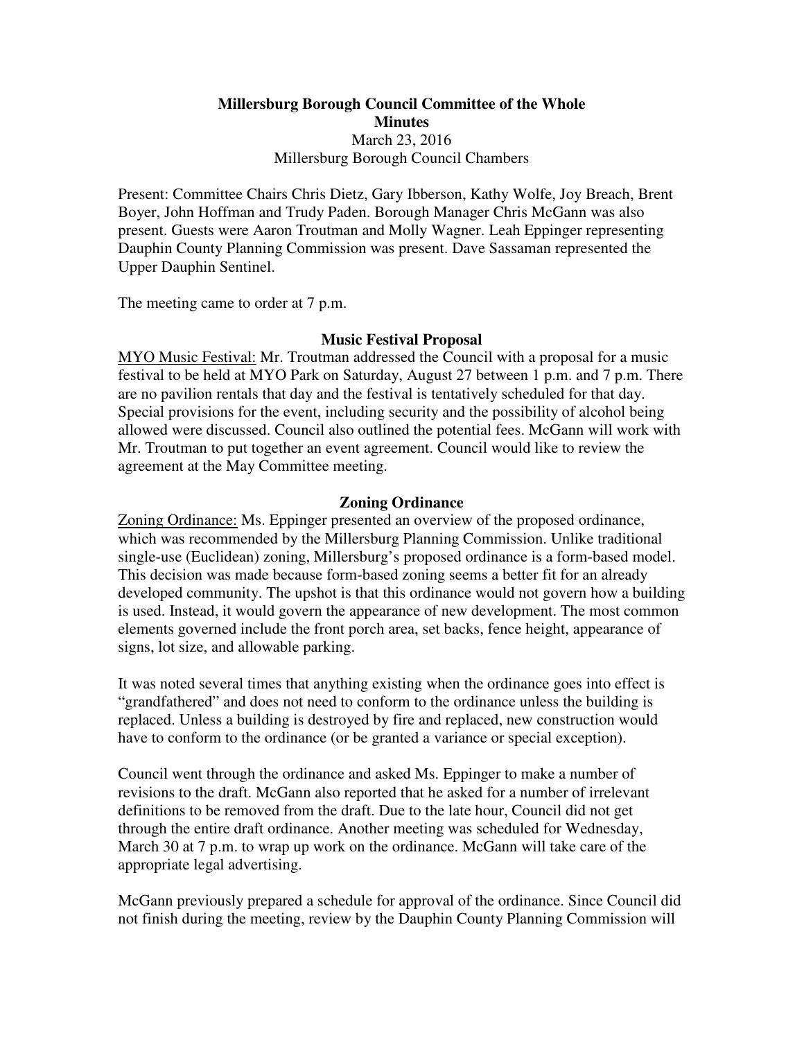**Millersburg Borough Council Committee of the Whole**
**Minutes**
March 23, 2016
Millersburg Borough Council Chambers

Present: Committee Chairs Chris Dietz, Gary Ibberson, Kathy Wolfe, Joy Breach, Brent Boyer, John Hoffman and Trudy Paden. Borough Manager Chris McGann was also present. Guests were Aaron Troutman and Molly Wagner. Leah Eppinger representing Dauphin County Planning Commission was present. Dave Sassaman represented the Upper Dauphin Sentinel.

The meeting came to order at 7 p.m.

## Music Festival Proposal

MYO Music Festival: Mr. Troutman addressed the Council with a proposal for a music festival to be held at MYO Park on Saturday, August 27 between 1 p.m. and 7 p.m. There are no pavilion rentals that day and the festival is tentatively scheduled for that day. Special provisions for the event, including security and the possibility of alcohol being allowed were discussed. Council also outlined the potential fees. McGann will work with Mr. Troutman to put together an event agreement. Council would like to review the agreement at the May Committee meeting.

## Zoning Ordinance

Zoning Ordinance: Ms. Eppinger presented an overview of the proposed ordinance, which was recommended by the Millersburg Planning Commission. Unlike traditional single-use (Euclidean) zoning, Millersburg's proposed ordinance is a form-based model. This decision was made because form-based zoning seems a better fit for an already developed community. The upshot is that this ordinance would not govern how a building is used. Instead, it would govern the appearance of new development. The most common elements governed include the front porch area, set backs, fence height, appearance of signs, lot size, and allowable parking.

It was noted several times that anything existing when the ordinance goes into effect is "grandfathered" and does not need to conform to the ordinance unless the building is replaced. Unless a building is destroyed by fire and replaced, new construction would have to conform to the ordinance (or be granted a variance or special exception).

Council went through the ordinance and asked Ms. Eppinger to make a number of revisions to the draft. McGann also reported that he asked for a number of irrelevant definitions to be removed from the draft. Due to the late hour, Council did not get through the entire draft ordinance. Another meeting was scheduled for Wednesday, March 30 at 7 p.m. to wrap up work on the ordinance. McGann will take care of the appropriate legal advertising.

McGann previously prepared a schedule for approval of the ordinance. Since Council did not finish during the meeting, review by the Dauphin County Planning Commission will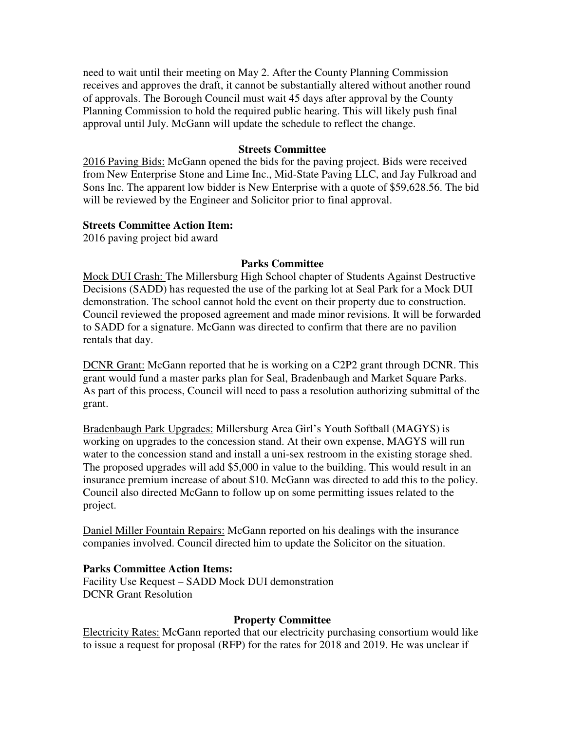need to wait until their meeting on May 2. After the County Planning Commission receives and approves the draft, it cannot be substantially altered without another round of approvals. The Borough Council must wait 45 days after approval by the County Planning Commission to hold the required public hearing. This will likely push final approval until July. McGann will update the schedule to reflect the change.

## Streets Committee

2016 Paving Bids: McGann opened the bids for the paving project. Bids were received from New Enterprise Stone and Lime Inc., Mid-State Paving LLC, and Jay Fulkroad and Sons Inc. The apparent low bidder is New Enterprise with a quote of $59,628.56. The bid will be reviewed by the Engineer and Solicitor prior to final approval.

**Streets Committee Action Item:**
2016 paving project bid award

## Parks Committee

Mock DUI Crash: The Millersburg High School chapter of Students Against Destructive Decisions (SADD) has requested the use of the parking lot at Seal Park for a Mock DUI demonstration. The school cannot hold the event on their property due to construction. Council reviewed the proposed agreement and made minor revisions. It will be forwarded to SADD for a signature. McGann was directed to confirm that there are no pavilion rentals that day.

DCNR Grant: McGann reported that he is working on a C2P2 grant through DCNR. This grant would fund a master parks plan for Seal, Bradenbaugh and Market Square Parks. As part of this process, Council will need to pass a resolution authorizing submittal of the grant.

Bradenbaugh Park Upgrades: Millersburg Area Girl's Youth Softball (MAGYS) is working on upgrades to the concession stand. At their own expense, MAGYS will run water to the concession stand and install a uni-sex restroom in the existing storage shed. The proposed upgrades will add $5,000 in value to the building. This would result in an insurance premium increase of about $10. McGann was directed to add this to the policy. Council also directed McGann to follow up on some permitting issues related to the project.

Daniel Miller Fountain Repairs: McGann reported on his dealings with the insurance companies involved. Council directed him to update the Solicitor on the situation.

**Parks Committee Action Items:**
Facility Use Request – SADD Mock DUI demonstration
DCNR Grant Resolution

## Property Committee

Electricity Rates: McGann reported that our electricity purchasing consortium would like to issue a request for proposal (RFP) for the rates for 2018 and 2019. He was unclear if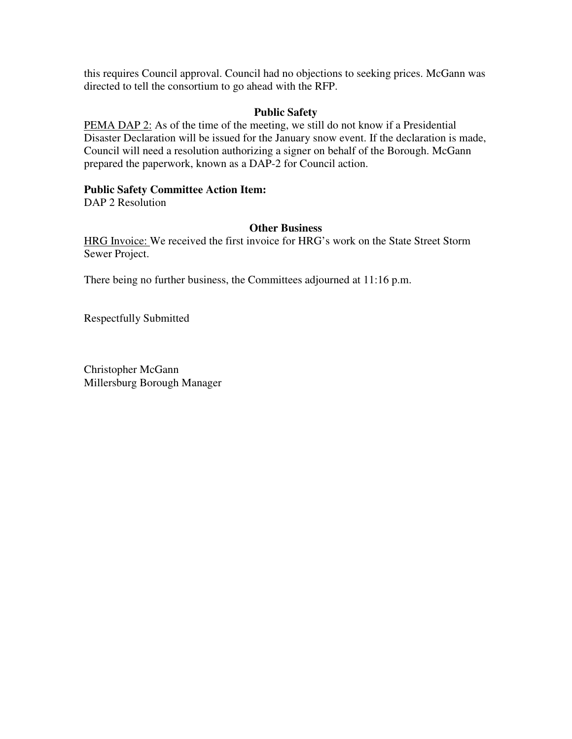this requires Council approval. Council had no objections to seeking prices. McGann was directed to tell the consortium to go ahead with the RFP.

## Public Safety

PEMA DAP 2: As of the time of the meeting, we still do not know if a Presidential Disaster Declaration will be issued for the January snow event. If the declaration is made, Council will need a resolution authorizing a signer on behalf of the Borough. McGann prepared the paperwork, known as a DAP-2 for Council action.

**Public Safety Committee Action Item:**
DAP 2 Resolution

## Other Business

HRG Invoice: We received the first invoice for HRG's work on the State Street Storm Sewer Project.

There being no further business, the Committees adjourned at 11:16 p.m.

Respectfully Submitted

Christopher McGann
Millersburg Borough Manager